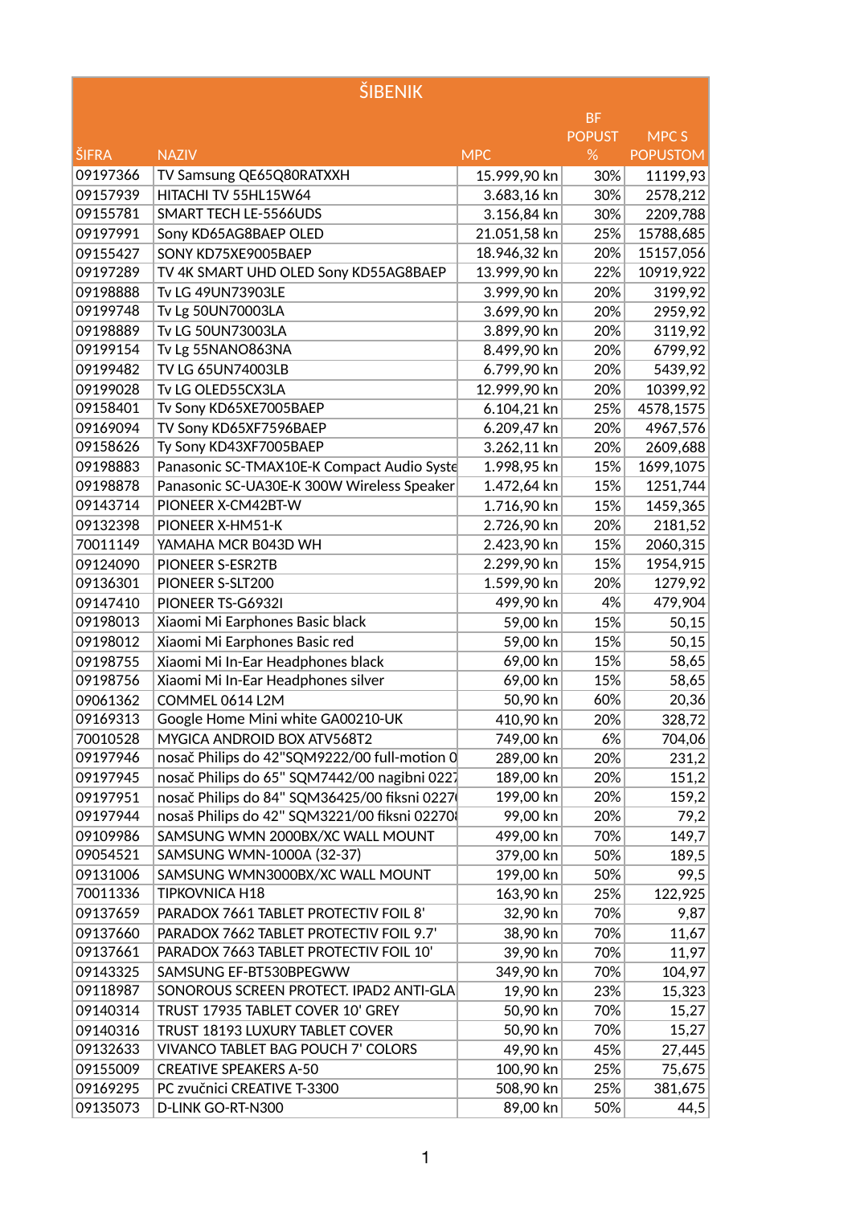| ŠIBENIK | | | | |
|---|---|---|---|---|
| ŠIFRA | NAZIV | MPC | BF POPUST % | MPC S POPUSTOM |
| 09197366 | TV Samsung QE65Q80RATXXH | 15.999,90 kn | 30% | 11199,93 |
| 09157939 | HITACHI TV 55HL15W64 | 3.683,16 kn | 30% | 2578,212 |
| 09155781 | SMART TECH LE-5566UDS | 3.156,84 kn | 30% | 2209,788 |
| 09197991 | Sony KD65AG8BAEP OLED | 21.051,58 kn | 25% | 15788,685 |
| 09155427 | SONY KD75XE9005BAEP | 18.946,32 kn | 20% | 15157,056 |
| 09197289 | TV 4K SMART UHD OLED Sony KD55AG8BAEP | 13.999,90 kn | 22% | 10919,922 |
| 09198888 | Tv LG 49UN73903LE | 3.999,90 kn | 20% | 3199,92 |
| 09199748 | Tv Lg 50UN70003LA | 3.699,90 kn | 20% | 2959,92 |
| 09198889 | Tv LG 50UN73003LA | 3.899,90 kn | 20% | 3119,92 |
| 09199154 | Tv Lg 55NANO863NA | 8.499,90 kn | 20% | 6799,92 |
| 09199482 | TV LG 65UN74003LB | 6.799,90 kn | 20% | 5439,92 |
| 09199028 | Tv LG OLED55CX3LA | 12.999,90 kn | 20% | 10399,92 |
| 09158401 | Tv Sony KD65XE7005BAEP | 6.104,21 kn | 25% | 4578,1575 |
| 09169094 | TV Sony KD65XF7596BAEP | 6.209,47 kn | 20% | 4967,576 |
| 09158626 | Ty Sony KD43XF7005BAEP | 3.262,11 kn | 20% | 2609,688 |
| 09198883 | Panasonic SC-TMAX10E-K Compact Audio Syste | 1.998,95 kn | 15% | 1699,1075 |
| 09198878 | Panasonic SC-UA30E-K 300W Wireless Speaker | 1.472,64 kn | 15% | 1251,744 |
| 09143714 | PIONEER X-CM42BT-W | 1.716,90 kn | 15% | 1459,365 |
| 09132398 | PIONEER X-HM51-K | 2.726,90 kn | 20% | 2181,52 |
| 70011149 | YAMAHA MCR B043D WH | 2.423,90 kn | 15% | 2060,315 |
| 09124090 | PIONEER S-ESR2TB | 2.299,90 kn | 15% | 1954,915 |
| 09136301 | PIONEER S-SLT200 | 1.599,90 kn | 20% | 1279,92 |
| 09147410 | PIONEER TS-G6932I | 499,90 kn | 4% | 479,904 |
| 09198013 | Xiaomi Mi Earphones Basic black | 59,00 kn | 15% | 50,15 |
| 09198012 | Xiaomi Mi Earphones Basic red | 59,00 kn | 15% | 50,15 |
| 09198755 | Xiaomi Mi In-Ear Headphones black | 69,00 kn | 15% | 58,65 |
| 09198756 | Xiaomi Mi In-Ear Headphones silver | 69,00 kn | 15% | 58,65 |
| 09061362 | COMMEL 0614 L2M | 50,90 kn | 60% | 20,36 |
| 09169313 | Google Home Mini white GA00210-UK | 410,90 kn | 20% | 328,72 |
| 70010528 | MYGICA ANDROID BOX ATV568T2 | 749,00 kn | 6% | 704,06 |
| 09197946 | nosač Philips do 42"SQM9222/00 full-motion 0 | 289,00 kn | 20% | 231,2 |
| 09197945 | nosač Philips do 65" SQM7442/00 nagibni 0227 | 189,00 kn | 20% | 151,2 |
| 09197951 | nosač Philips do 84" SQM36425/00 fiksni 0227 | 199,00 kn | 20% | 159,2 |
| 09197944 | nosaš Philips do 42" SQM3221/00 fiksni 02270 | 99,00 kn | 20% | 79,2 |
| 09109986 | SAMSUNG WMN 2000BX/XC WALL MOUNT | 499,00 kn | 70% | 149,7 |
| 09054521 | SAMSUNG WMN-1000A (32-37) | 379,00 kn | 50% | 189,5 |
| 09131006 | SAMSUNG WMN3000BX/XC WALL MOUNT | 199,00 kn | 50% | 99,5 |
| 70011336 | TIPKOVNICA H18 | 163,90 kn | 25% | 122,925 |
| 09137659 | PARADOX 7661 TABLET PROTECTIV FOIL 8' | 32,90 kn | 70% | 9,87 |
| 09137660 | PARADOX 7662 TABLET PROTECTIV FOIL 9.7' | 38,90 kn | 70% | 11,67 |
| 09137661 | PARADOX 7663 TABLET PROTECTIV FOIL 10' | 39,90 kn | 70% | 11,97 |
| 09143325 | SAMSUNG EF-BT530BPEGWW | 349,90 kn | 70% | 104,97 |
| 09118987 | SONOROUS SCREEN PROTECT. IPAD2 ANTI-GLA | 19,90 kn | 23% | 15,323 |
| 09140314 | TRUST 17935 TABLET COVER 10' GREY | 50,90 kn | 70% | 15,27 |
| 09140316 | TRUST 18193 LUXURY TABLET COVER | 50,90 kn | 70% | 15,27 |
| 09132633 | VIVANCO TABLET BAG POUCH 7' COLORS | 49,90 kn | 45% | 27,445 |
| 09155009 | CREATIVE SPEAKERS A-50 | 100,90 kn | 25% | 75,675 |
| 09169295 | PC zvučnici CREATIVE T-3300 | 508,90 kn | 25% | 381,675 |
| 09135073 | D-LINK GO-RT-N300 | 89,00 kn | 50% | 44,5 |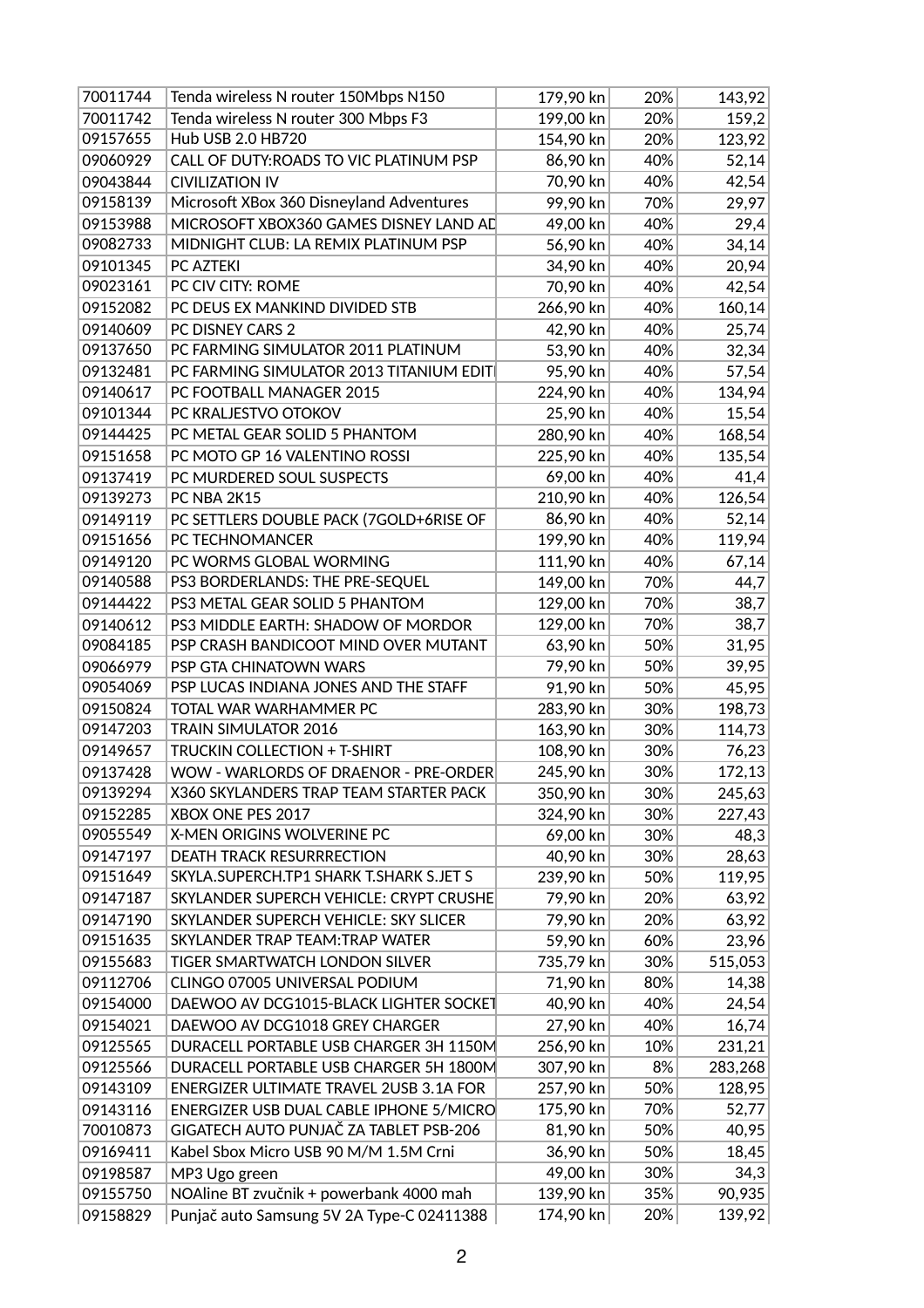| | | | | |
|---|---|---|---|---|
| 70011744 | Tenda wireless N router 150Mbps N150 | 179,90 kn | 20% | 143,92 |
| 70011742 | Tenda wireless N router 300 Mbps F3 | 199,00 kn | 20% | 159,2 |
| 09157655 | Hub USB 2.0 HB720 | 154,90 kn | 20% | 123,92 |
| 09060929 | CALL OF DUTY:ROADS TO VIC PLATINUM PSP | 86,90 kn | 40% | 52,14 |
| 09043844 | CIVILIZATION IV | 70,90 kn | 40% | 42,54 |
| 09158139 | Microsoft XBox 360 Disneyland Adventures | 99,90 kn | 70% | 29,97 |
| 09153988 | MICROSOFT XBOX360 GAMES DISNEY LAND AD | 49,00 kn | 40% | 29,4 |
| 09082733 | MIDNIGHT CLUB: LA REMIX PLATINUM PSP | 56,90 kn | 40% | 34,14 |
| 09101345 | PC AZTEKI | 34,90 kn | 40% | 20,94 |
| 09023161 | PC CIV CITY: ROME | 70,90 kn | 40% | 42,54 |
| 09152082 | PC DEUS EX MANKIND DIVIDED STB | 266,90 kn | 40% | 160,14 |
| 09140609 | PC DISNEY CARS 2 | 42,90 kn | 40% | 25,74 |
| 09137650 | PC FARMING SIMULATOR 2011 PLATINUM | 53,90 kn | 40% | 32,34 |
| 09132481 | PC FARMING SIMULATOR 2013 TITANIUM EDIT | 95,90 kn | 40% | 57,54 |
| 09140617 | PC FOOTBALL MANAGER 2015 | 224,90 kn | 40% | 134,94 |
| 09101344 | PC KRALJESTVO OTOKOV | 25,90 kn | 40% | 15,54 |
| 09144425 | PC METAL GEAR SOLID 5 PHANTOM | 280,90 kn | 40% | 168,54 |
| 09151658 | PC MOTO GP 16 VALENTINO ROSSI | 225,90 kn | 40% | 135,54 |
| 09137419 | PC MURDERED SOUL SUSPECTS | 69,00 kn | 40% | 41,4 |
| 09139273 | PC NBA 2K15 | 210,90 kn | 40% | 126,54 |
| 09149119 | PC SETTLERS DOUBLE PACK (7GOLD+6RISE OF | 86,90 kn | 40% | 52,14 |
| 09151656 | PC TECHNOMANCER | 199,90 kn | 40% | 119,94 |
| 09149120 | PC WORMS GLOBAL WORMING | 111,90 kn | 40% | 67,14 |
| 09140588 | PS3 BORDERLANDS: THE PRE-SEQUEL | 149,00 kn | 70% | 44,7 |
| 09144422 | PS3 METAL GEAR SOLID 5 PHANTOM | 129,00 kn | 70% | 38,7 |
| 09140612 | PS3 MIDDLE EARTH: SHADOW OF MORDOR | 129,00 kn | 70% | 38,7 |
| 09084185 | PSP CRASH BANDICOOT MIND OVER MUTANT | 63,90 kn | 50% | 31,95 |
| 09066979 | PSP GTA CHINATOWN WARS | 79,90 kn | 50% | 39,95 |
| 09054069 | PSP LUCAS INDIANA JONES AND THE STAFF | 91,90 kn | 50% | 45,95 |
| 09150824 | TOTAL WAR WARHAMMER PC | 283,90 kn | 30% | 198,73 |
| 09147203 | TRAIN SIMULATOR 2016 | 163,90 kn | 30% | 114,73 |
| 09149657 | TRUCKIN COLLECTION + T-SHIRT | 108,90 kn | 30% | 76,23 |
| 09137428 | WOW - WARLORDS OF DRAENOR - PRE-ORDER | 245,90 kn | 30% | 172,13 |
| 09139294 | X360 SKYLANDERS TRAP TEAM STARTER PACK | 350,90 kn | 30% | 245,63 |
| 09152285 | XBOX ONE PES 2017 | 324,90 kn | 30% | 227,43 |
| 09055549 | X-MEN ORIGINS WOLVERINE PC | 69,00 kn | 30% | 48,3 |
| 09147197 | DEATH TRACK RESURRRECTION | 40,90 kn | 30% | 28,63 |
| 09151649 | SKYLA.SUPERCH.TP1 SHARK T.SHARK S.JET S | 239,90 kn | 50% | 119,95 |
| 09147187 | SKYLANDER SUPERCH VEHICLE: CRYPT CRUSHE | 79,90 kn | 20% | 63,92 |
| 09147190 | SKYLANDER SUPERCH VEHICLE: SKY SLICER | 79,90 kn | 20% | 63,92 |
| 09151635 | SKYLANDER TRAP TEAM:TRAP WATER | 59,90 kn | 60% | 23,96 |
| 09155683 | TIGER SMARTWATCH LONDON SILVER | 735,79 kn | 30% | 515,053 |
| 09112706 | CLINGO 07005 UNIVERSAL PODIUM | 71,90 kn | 80% | 14,38 |
| 09154000 | DAEWOO AV DCG1015-BLACK LIGHTER SOCKET | 40,90 kn | 40% | 24,54 |
| 09154021 | DAEWOO AV DCG1018 GREY CHARGER | 27,90 kn | 40% | 16,74 |
| 09125565 | DURACELL PORTABLE USB CHARGER 3H 1150M | 256,90 kn | 10% | 231,21 |
| 09125566 | DURACELL PORTABLE USB CHARGER 5H 1800M | 307,90 kn | 8% | 283,268 |
| 09143109 | ENERGIZER ULTIMATE TRAVEL 2USB 3.1A FOR | 257,90 kn | 50% | 128,95 |
| 09143116 | ENERGIZER USB DUAL CABLE IPHONE 5/MICRO | 175,90 kn | 70% | 52,77 |
| 70010873 | GIGATECH AUTO PUNJAČ ZA TABLET PSB-206 | 81,90 kn | 50% | 40,95 |
| 09169411 | Kabel Sbox Micro USB 90 M/M 1.5M Crni | 36,90 kn | 50% | 18,45 |
| 09198587 | MP3 Ugo green | 49,00 kn | 30% | 34,3 |
| 09155750 | NOAline BT zvučnik + powerbank 4000 mah | 139,90 kn | 35% | 90,935 |
| 09158829 | Punjač auto Samsung 5V 2A Type-C 02411388 | 174,90 kn | 20% | 139,92 |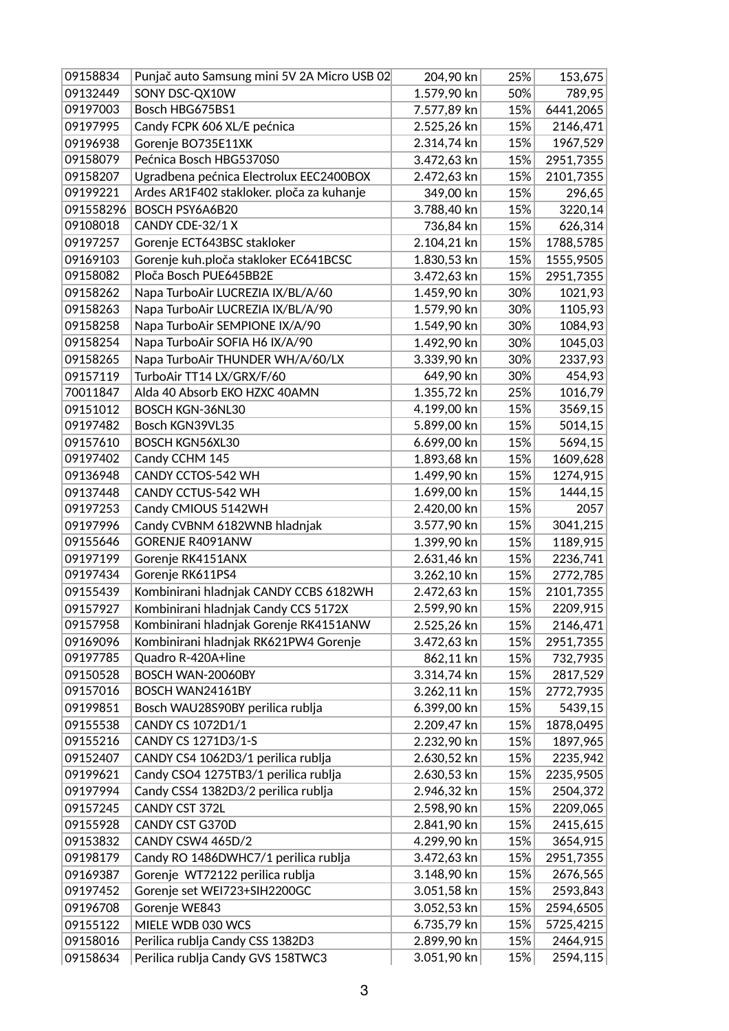| | | | | |
|---|---|---|---|---|
| 09158834 | Punjač auto Samsung mini 5V 2A Micro USB 02 | 204,90 kn | 25% | 153,675 |
| 09132449 | SONY DSC-QX10W | 1.579,90 kn | 50% | 789,95 |
| 09197003 | Bosch HBG675BS1 | 7.577,89 kn | 15% | 6441,2065 |
| 09197995 | Candy FCPK 606 XL/E pećnica | 2.525,26 kn | 15% | 2146,471 |
| 09196938 | Gorenje BO735E11XK | 2.314,74 kn | 15% | 1967,529 |
| 09158079 | Pećnica Bosch HBG5370S0 | 3.472,63 kn | 15% | 2951,7355 |
| 09158207 | Ugradbena pećnica Electrolux EEC2400BOX | 2.472,63 kn | 15% | 2101,7355 |
| 09199221 | Ardes AR1F402 stakloker. ploča za kuhanje | 349,00 kn | 15% | 296,65 |
| 091558296 | BOSCH PSY6A6B20 | 3.788,40 kn | 15% | 3220,14 |
| 09108018 | CANDY CDE-32/1 X | 736,84 kn | 15% | 626,314 |
| 09197257 | Gorenje ECT643BSC stakloker | 2.104,21 kn | 15% | 1788,5785 |
| 09169103 | Gorenje kuh.ploča stakloker EC641BCSC | 1.830,53 kn | 15% | 1555,9505 |
| 09158082 | Ploča Bosch PUE645BB2E | 3.472,63 kn | 15% | 2951,7355 |
| 09158262 | Napa TurboAir LUCREZIA IX/BL/A/60 | 1.459,90 kn | 30% | 1021,93 |
| 09158263 | Napa TurboAir LUCREZIA IX/BL/A/90 | 1.579,90 kn | 30% | 1105,93 |
| 09158258 | Napa TurboAir SEMPIONE IX/A/90 | 1.549,90 kn | 30% | 1084,93 |
| 09158254 | Napa TurboAir SOFIA H6 IX/A/90 | 1.492,90 kn | 30% | 1045,03 |
| 09158265 | Napa TurboAir THUNDER WH/A/60/LX | 3.339,90 kn | 30% | 2337,93 |
| 09157119 | TurboAir TT14 LX/GRX/F/60 | 649,90 kn | 30% | 454,93 |
| 70011847 | Alda 40 Absorb EKO HZXC 40AMN | 1.355,72 kn | 25% | 1016,79 |
| 09151012 | BOSCH KGN-36NL30 | 4.199,00 kn | 15% | 3569,15 |
| 09197482 | Bosch KGN39VL35 | 5.899,00 kn | 15% | 5014,15 |
| 09157610 | BOSCH KGN56XL30 | 6.699,00 kn | 15% | 5694,15 |
| 09197402 | Candy CCHM 145 | 1.893,68 kn | 15% | 1609,628 |
| 09136948 | CANDY CCTOS-542 WH | 1.499,90 kn | 15% | 1274,915 |
| 09137448 | CANDY CCTUS-542 WH | 1.699,00 kn | 15% | 1444,15 |
| 09197253 | Candy CMIOUS 5142WH | 2.420,00 kn | 15% | 2057 |
| 09197996 | Candy CVBNM 6182WNB hladnjak | 3.577,90 kn | 15% | 3041,215 |
| 09155646 | GORENJE R4091ANW | 1.399,90 kn | 15% | 1189,915 |
| 09197199 | Gorenje RK4151ANX | 2.631,46 kn | 15% | 2236,741 |
| 09197434 | Gorenje RK611PS4 | 3.262,10 kn | 15% | 2772,785 |
| 09155439 | Kombinirani hladnjak CANDY CCBS 6182WH | 2.472,63 kn | 15% | 2101,7355 |
| 09157927 | Kombinirani hladnjak Candy CCS 5172X | 2.599,90 kn | 15% | 2209,915 |
| 09157958 | Kombinirani hladnjak Gorenje RK4151ANW | 2.525,26 kn | 15% | 2146,471 |
| 09169096 | Kombinirani hladnjak RK621PW4 Gorenje | 3.472,63 kn | 15% | 2951,7355 |
| 09197785 | Quadro R-420A+line | 862,11 kn | 15% | 732,7935 |
| 09150528 | BOSCH WAN-20060BY | 3.314,74 kn | 15% | 2817,529 |
| 09157016 | BOSCH WAN24161BY | 3.262,11 kn | 15% | 2772,7935 |
| 09199851 | Bosch WAU28S90BY perilica rublja | 6.399,00 kn | 15% | 5439,15 |
| 09155538 | CANDY CS 1072D1/1 | 2.209,47 kn | 15% | 1878,0495 |
| 09155216 | CANDY CS 1271D3/1-S | 2.232,90 kn | 15% | 1897,965 |
| 09152407 | CANDY CS4 1062D3/1 perilica rublja | 2.630,52 kn | 15% | 2235,942 |
| 09199621 | Candy CSO4 1275TB3/1 perilica rublja | 2.630,53 kn | 15% | 2235,9505 |
| 09197994 | Candy CSS4 1382D3/2 perilica rublja | 2.946,32 kn | 15% | 2504,372 |
| 09157245 | CANDY CST 372L | 2.598,90 kn | 15% | 2209,065 |
| 09155928 | CANDY CST G370D | 2.841,90 kn | 15% | 2415,615 |
| 09153832 | CANDY CSW4 465D/2 | 4.299,90 kn | 15% | 3654,915 |
| 09198179 | Candy RO 1486DWHC7/1 perilica rublja | 3.472,63 kn | 15% | 2951,7355 |
| 09169387 | Gorenje WT72122 perilica rublja | 3.148,90 kn | 15% | 2676,565 |
| 09197452 | Gorenje set WEI723+SIH2200GC | 3.051,58 kn | 15% | 2593,843 |
| 09196708 | Gorenje WE843 | 3.052,53 kn | 15% | 2594,6505 |
| 09155122 | MIELE WDB 030 WCS | 6.735,79 kn | 15% | 5725,4215 |
| 09158016 | Perilica rublja Candy CSS 1382D3 | 2.899,90 kn | 15% | 2464,915 |
| 09158634 | Perilica rublja Candy GVS 158TWC3 | 3.051,90 kn | 15% | 2594,115 |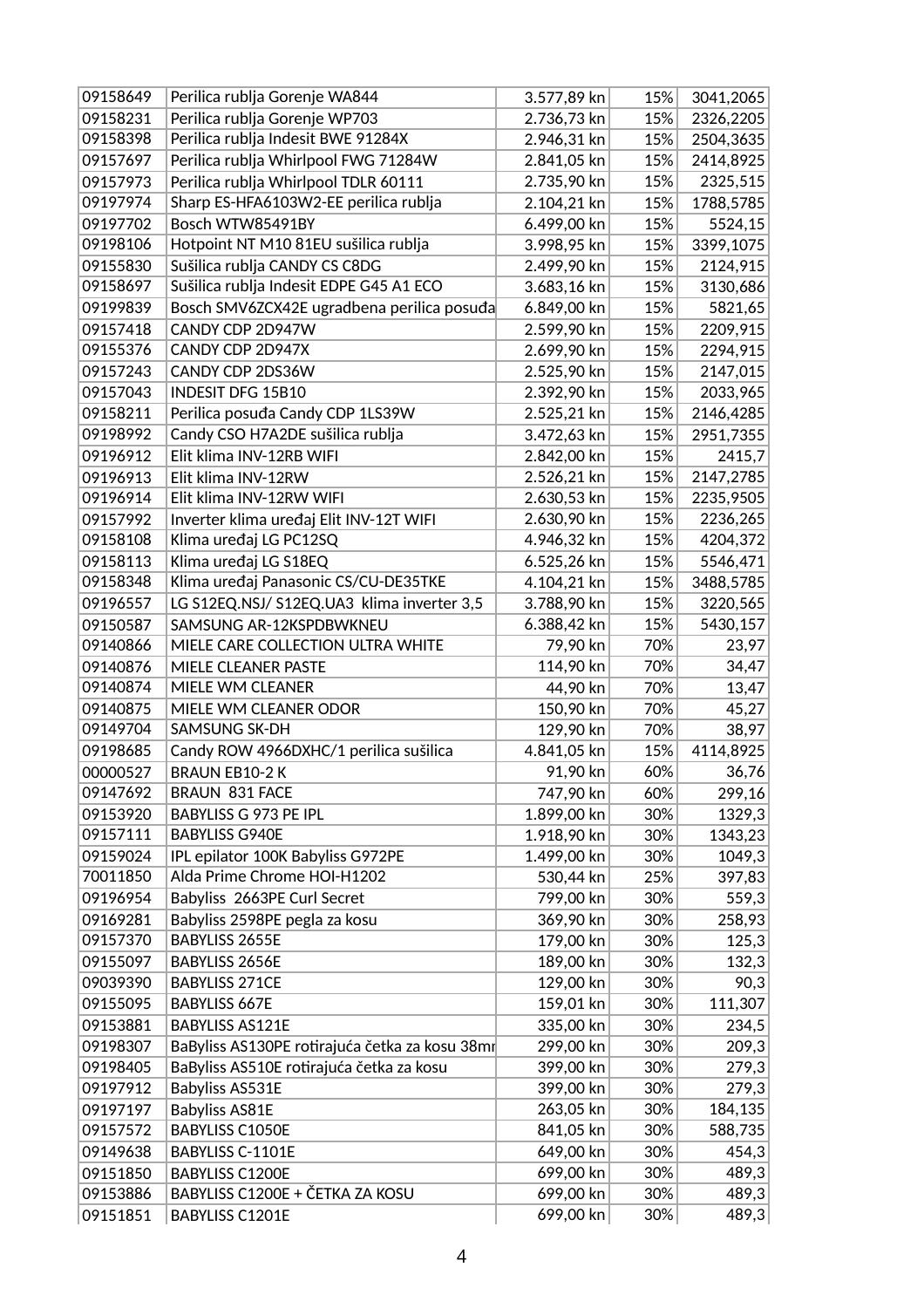| | | | | |
|---|---|---|---|---|
| 09158649 | Perilica rublja Gorenje WA844 | 3.577,89 kn | 15% | 3041,2065 |
| 09158231 | Perilica rublja Gorenje WP703 | 2.736,73 kn | 15% | 2326,2205 |
| 09158398 | Perilica rublja Indesit BWE 91284X | 2.946,31 kn | 15% | 2504,3635 |
| 09157697 | Perilica rublja Whirlpool FWG 71284W | 2.841,05 kn | 15% | 2414,8925 |
| 09157973 | Perilica rublja Whirlpool TDLR 60111 | 2.735,90 kn | 15% | 2325,515 |
| 09197974 | Sharp ES-HFA6103W2-EE perilica rublja | 2.104,21 kn | 15% | 1788,5785 |
| 09197702 | Bosch WTW85491BY | 6.499,00 kn | 15% | 5524,15 |
| 09198106 | Hotpoint NT M10 81EU sušilica rublja | 3.998,95 kn | 15% | 3399,1075 |
| 09155830 | Sušilica rublja CANDY CS C8DG | 2.499,90 kn | 15% | 2124,915 |
| 09158697 | Sušilica rublja Indesit EDPE G45 A1 ECO | 3.683,16 kn | 15% | 3130,686 |
| 09199839 | Bosch SMV6ZCX42E ugradbena perilica posuđa | 6.849,00 kn | 15% | 5821,65 |
| 09157418 | CANDY CDP 2D947W | 2.599,90 kn | 15% | 2209,915 |
| 09155376 | CANDY CDP 2D947X | 2.699,90 kn | 15% | 2294,915 |
| 09157243 | CANDY CDP 2DS36W | 2.525,90 kn | 15% | 2147,015 |
| 09157043 | INDESIT DFG 15B10 | 2.392,90 kn | 15% | 2033,965 |
| 09158211 | Perilica posuđa Candy CDP 1LS39W | 2.525,21 kn | 15% | 2146,4285 |
| 09198992 | Candy CSO H7A2DE sušilica rublja | 3.472,63 kn | 15% | 2951,7355 |
| 09196912 | Elit klima INV-12RB WIFI | 2.842,00 kn | 15% | 2415,7 |
| 09196913 | Elit klima INV-12RW | 2.526,21 kn | 15% | 2147,2785 |
| 09196914 | Elit klima INV-12RW WIFI | 2.630,53 kn | 15% | 2235,9505 |
| 09157992 | Inverter klima uređaj Elit INV-12T WIFI | 2.630,90 kn | 15% | 2236,265 |
| 09158108 | Klima uređaj LG PC12SQ | 4.946,32 kn | 15% | 4204,372 |
| 09158113 | Klima uređaj LG S18EQ | 6.525,26 kn | 15% | 5546,471 |
| 09158348 | Klima uređaj Panasonic CS/CU-DE35TKE | 4.104,21 kn | 15% | 3488,5785 |
| 09196557 | LG S12EQ.NSJ/ S12EQ.UA3 klima inverter 3,5 | 3.788,90 kn | 15% | 3220,565 |
| 09150587 | SAMSUNG AR-12KSPDBWKNEU | 6.388,42 kn | 15% | 5430,157 |
| 09140866 | MIELE CARE COLLECTION ULTRA WHITE | 79,90 kn | 70% | 23,97 |
| 09140876 | MIELE CLEANER PASTE | 114,90 kn | 70% | 34,47 |
| 09140874 | MIELE WM CLEANER | 44,90 kn | 70% | 13,47 |
| 09140875 | MIELE WM CLEANER ODOR | 150,90 kn | 70% | 45,27 |
| 09149704 | SAMSUNG SK-DH | 129,90 kn | 70% | 38,97 |
| 09198685 | Candy ROW 4966DXHC/1 perilica sušilica | 4.841,05 kn | 15% | 4114,8925 |
| 00000527 | BRAUN EB10-2 K | 91,90 kn | 60% | 36,76 |
| 09147692 | BRAUN 831 FACE | 747,90 kn | 60% | 299,16 |
| 09153920 | BABYLISS G 973 PE IPL | 1.899,00 kn | 30% | 1329,3 |
| 09157111 | BABYLISS G940E | 1.918,90 kn | 30% | 1343,23 |
| 09159024 | IPL epilator 100K Babyliss G972PE | 1.499,00 kn | 30% | 1049,3 |
| 70011850 | Alda Prime Chrome HOI-H1202 | 530,44 kn | 25% | 397,83 |
| 09196954 | Babyliss 2663PE Curl Secret | 799,00 kn | 30% | 559,3 |
| 09169281 | Babyliss 2598PE pegla za kosu | 369,90 kn | 30% | 258,93 |
| 09157370 | BABYLISS 2655E | 179,00 kn | 30% | 125,3 |
| 09155097 | BABYLISS 2656E | 189,00 kn | 30% | 132,3 |
| 09039390 | BABYLISS 271CE | 129,00 kn | 30% | 90,3 |
| 09155095 | BABYLISS 667E | 159,01 kn | 30% | 111,307 |
| 09153881 | BABYLISS AS121E | 335,00 kn | 30% | 234,5 |
| 09198307 | BaByliss AS130PE rotirajuća četka za kosu 38mm | 299,00 kn | 30% | 209,3 |
| 09198405 | BaByliss AS510E rotirajuća četka za kosu | 399,00 kn | 30% | 279,3 |
| 09197912 | Babyliss AS531E | 399,00 kn | 30% | 279,3 |
| 09197197 | Babyliss AS81E | 263,05 kn | 30% | 184,135 |
| 09157572 | BABYLISS C1050E | 841,05 kn | 30% | 588,735 |
| 09149638 | BABYLISS C-1101E | 649,00 kn | 30% | 454,3 |
| 09151850 | BABYLISS C1200E | 699,00 kn | 30% | 489,3 |
| 09153886 | BABYLISS C1200E + ČETKA ZA KOSU | 699,00 kn | 30% | 489,3 |
| 09151851 | BABYLISS C1201E | 699,00 kn | 30% | 489,3 |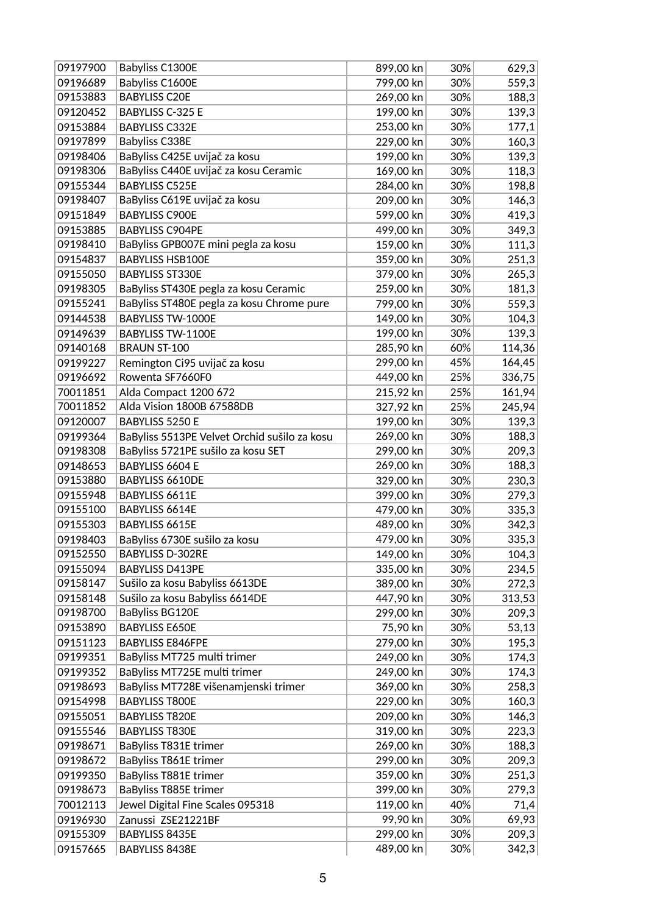| | | | | |
|---|---|---|---|---|
| 09197900 | Babyliss C1300E | 899,00 kn | 30% | 629,3 |
| 09196689 | Babyliss C1600E | 799,00 kn | 30% | 559,3 |
| 09153883 | BABYLISS C20E | 269,00 kn | 30% | 188,3 |
| 09120452 | BABYLISS C-325 E | 199,00 kn | 30% | 139,3 |
| 09153884 | BABYLISS C332E | 253,00 kn | 30% | 177,1 |
| 09197899 | Babyliss C338E | 229,00 kn | 30% | 160,3 |
| 09198406 | BaByliss C425E uvijač za kosu | 199,00 kn | 30% | 139,3 |
| 09198306 | BaByliss C440E uvijač za kosu Ceramic | 169,00 kn | 30% | 118,3 |
| 09155344 | BABYLISS C525E | 284,00 kn | 30% | 198,8 |
| 09198407 | BaByliss C619E uvijač za kosu | 209,00 kn | 30% | 146,3 |
| 09151849 | BABYLISS C900E | 599,00 kn | 30% | 419,3 |
| 09153885 | BABYLISS C904PE | 499,00 kn | 30% | 349,3 |
| 09198410 | BaByliss GPB007E mini pegla za kosu | 159,00 kn | 30% | 111,3 |
| 09154837 | BABYLISS HSB100E | 359,00 kn | 30% | 251,3 |
| 09155050 | BABYLISS ST330E | 379,00 kn | 30% | 265,3 |
| 09198305 | BaByliss ST430E pegla za kosu Ceramic | 259,00 kn | 30% | 181,3 |
| 09155241 | BaByliss ST480E pegla za kosu Chrome pure | 799,00 kn | 30% | 559,3 |
| 09144538 | BABYLISS TW-1000E | 149,00 kn | 30% | 104,3 |
| 09149639 | BABYLISS TW-1100E | 199,00 kn | 30% | 139,3 |
| 09140168 | BRAUN ST-100 | 285,90 kn | 60% | 114,36 |
| 09199227 | Remington Ci95 uvijač za kosu | 299,00 kn | 45% | 164,45 |
| 09196692 | Rowenta SF7660F0 | 449,00 kn | 25% | 336,75 |
| 70011851 | Alda Compact 1200 672 | 215,92 kn | 25% | 161,94 |
| 70011852 | Alda Vision 1800B 67588DB | 327,92 kn | 25% | 245,94 |
| 09120007 | BABYLISS 5250 E | 199,00 kn | 30% | 139,3 |
| 09199364 | BaByliss 5513PE Velvet Orchid sušilo za kosu | 269,00 kn | 30% | 188,3 |
| 09198308 | BaByliss 5721PE sušilo za kosu SET | 299,00 kn | 30% | 209,3 |
| 09148653 | BABYLISS 6604 E | 269,00 kn | 30% | 188,3 |
| 09153880 | BABYLISS 6610DE | 329,00 kn | 30% | 230,3 |
| 09155948 | BABYLISS 6611E | 399,00 kn | 30% | 279,3 |
| 09155100 | BABYLISS 6614E | 479,00 kn | 30% | 335,3 |
| 09155303 | BABYLISS 6615E | 489,00 kn | 30% | 342,3 |
| 09198403 | BaByliss 6730E sušilo za kosu | 479,00 kn | 30% | 335,3 |
| 09152550 | BABYLISS D-302RE | 149,00 kn | 30% | 104,3 |
| 09155094 | BABYLISS D413PE | 335,00 kn | 30% | 234,5 |
| 09158147 | Sušilo za kosu Babyliss 6613DE | 389,00 kn | 30% | 272,3 |
| 09158148 | Sušilo za kosu Babyliss 6614DE | 447,90 kn | 30% | 313,53 |
| 09198700 | BaByliss BG120E | 299,00 kn | 30% | 209,3 |
| 09153890 | BABYLISS E650E | 75,90 kn | 30% | 53,13 |
| 09151123 | BABYLISS E846FPE | 279,00 kn | 30% | 195,3 |
| 09199351 | BaByliss MT725 multi trimer | 249,00 kn | 30% | 174,3 |
| 09199352 | BaByliss MT725E multi trimer | 249,00 kn | 30% | 174,3 |
| 09198693 | BaByliss MT728E višenamjenski trimer | 369,00 kn | 30% | 258,3 |
| 09154998 | BABYLISS T800E | 229,00 kn | 30% | 160,3 |
| 09155051 | BABYLISS T820E | 209,00 kn | 30% | 146,3 |
| 09155546 | BABYLISS T830E | 319,00 kn | 30% | 223,3 |
| 09198671 | BaByliss T831E trimer | 269,00 kn | 30% | 188,3 |
| 09198672 | BaByliss T861E trimer | 299,00 kn | 30% | 209,3 |
| 09199350 | BaByliss T881E trimer | 359,00 kn | 30% | 251,3 |
| 09198673 | BaByliss T885E trimer | 399,00 kn | 30% | 279,3 |
| 70012113 | Jewel Digital Fine Scales 095318 | 119,00 kn | 40% | 71,4 |
| 09196930 | Zanussi ZSE21221BF | 99,90 kn | 30% | 69,93 |
| 09155309 | BABYLISS 8435E | 299,00 kn | 30% | 209,3 |
| 09157665 | BABYLISS 8438E | 489,00 kn | 30% | 342,3 |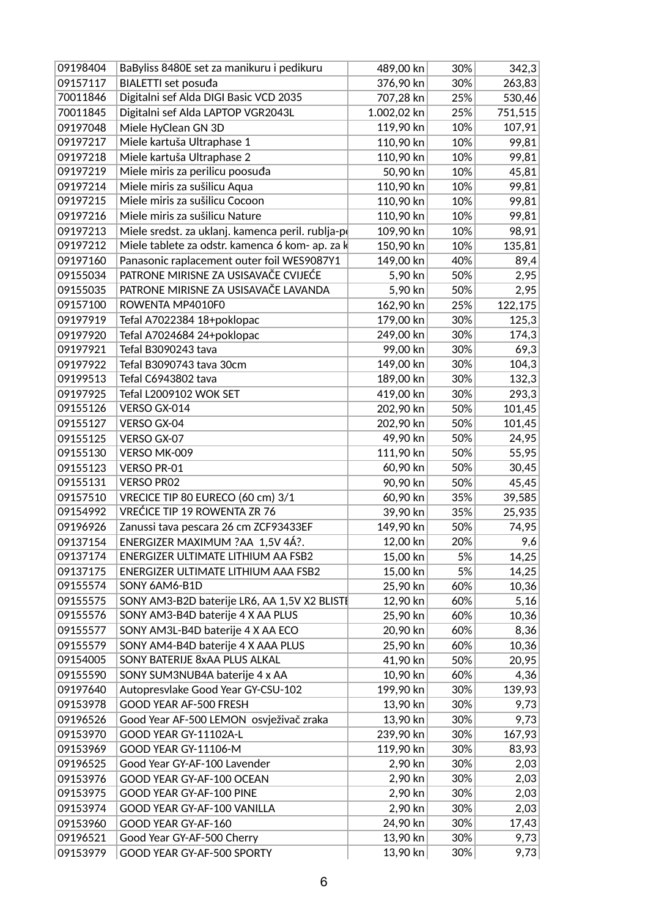| | | | | |
|---|---|---|---|---|
| 09198404 | BaByliss 8480E set za manikuru i pedikuru | 489,00 kn | 30% | 342,3 |
| 09157117 | BIALETTI set posuđa | 376,90 kn | 30% | 263,83 |
| 70011846 | Digitalni sef Alda DIGI Basic VCD 2035 | 707,28 kn | 25% | 530,46 |
| 70011845 | Digitalni sef Alda LAPTOP VGR2043L | 1.002,02 kn | 25% | 751,515 |
| 09197048 | Miele HyClean GN 3D | 119,90 kn | 10% | 107,91 |
| 09197217 | Miele kartuša Ultraphase 1 | 110,90 kn | 10% | 99,81 |
| 09197218 | Miele kartuša Ultraphase 2 | 110,90 kn | 10% | 99,81 |
| 09197219 | Miele miris za perilicu poosuđa | 50,90 kn | 10% | 45,81 |
| 09197214 | Miele miris za sušilicu Aqua | 110,90 kn | 10% | 99,81 |
| 09197215 | Miele miris za sušilicu Cocoon | 110,90 kn | 10% | 99,81 |
| 09197216 | Miele miris za sušilicu Nature | 110,90 kn | 10% | 99,81 |
| 09197213 | Miele sredst. za uklanj. kamenca peril. rublja-po | 109,90 kn | 10% | 98,91 |
| 09197212 | Miele tablete za odstr. kamenca 6 kom- ap. za k | 150,90 kn | 10% | 135,81 |
| 09197160 | Panasonic raplacement outer foil WES9087Y1 | 149,00 kn | 40% | 89,4 |
| 09155034 | PATRONE MIRISNE ZA USISAVAČE CVIJEĆE | 5,90 kn | 50% | 2,95 |
| 09155035 | PATRONE MIRISNE ZA USISAVAČE LAVANDA | 5,90 kn | 50% | 2,95 |
| 09157100 | ROWENTA MP4010F0 | 162,90 kn | 25% | 122,175 |
| 09197919 | Tefal A7022384 18+poklopac | 179,00 kn | 30% | 125,3 |
| 09197920 | Tefal A7024684 24+poklopac | 249,00 kn | 30% | 174,3 |
| 09197921 | Tefal B3090243 tava | 99,00 kn | 30% | 69,3 |
| 09197922 | Tefal B3090743 tava 30cm | 149,00 kn | 30% | 104,3 |
| 09199513 | Tefal C6943802 tava | 189,00 kn | 30% | 132,3 |
| 09197925 | Tefal L2009102 WOK SET | 419,00 kn | 30% | 293,3 |
| 09155126 | VERSO GX-014 | 202,90 kn | 50% | 101,45 |
| 09155127 | VERSO GX-04 | 202,90 kn | 50% | 101,45 |
| 09155125 | VERSO GX-07 | 49,90 kn | 50% | 24,95 |
| 09155130 | VERSO MK-009 | 111,90 kn | 50% | 55,95 |
| 09155123 | VERSO PR-01 | 60,90 kn | 50% | 30,45 |
| 09155131 | VERSO PR02 | 90,90 kn | 50% | 45,45 |
| 09157510 | VRECICE TIP 80 EURECO (60 cm) 3/1 | 60,90 kn | 35% | 39,585 |
| 09154992 | VREĆICE TIP 19 ROWENTA ZR 76 | 39,90 kn | 35% | 25,935 |
| 09196926 | Zanussi tava pescara 26 cm ZCF93433EF | 149,90 kn | 50% | 74,95 |
| 09137154 | ENERGIZER MAXIMUM ?AA 1,5V 4Á?. | 12,00 kn | 20% | 9,6 |
| 09137174 | ENERGIZER ULTIMATE LITHIUM AA FSB2 | 15,00 kn | 5% | 14,25 |
| 09137175 | ENERGIZER ULTIMATE LITHIUM AAA FSB2 | 15,00 kn | 5% | 14,25 |
| 09155574 | SONY 6AM6-B1D | 25,90 kn | 60% | 10,36 |
| 09155575 | SONY AM3-B2D baterije LR6, AA 1,5V X2 BLISTE | 12,90 kn | 60% | 5,16 |
| 09155576 | SONY AM3-B4D baterije 4 X AA PLUS | 25,90 kn | 60% | 10,36 |
| 09155577 | SONY AM3L-B4D baterije 4 X AA ECO | 20,90 kn | 60% | 8,36 |
| 09155579 | SONY AM4-B4D baterije 4 X AAA PLUS | 25,90 kn | 60% | 10,36 |
| 09154005 | SONY BATERIJE 8xAA PLUS ALKAL | 41,90 kn | 50% | 20,95 |
| 09155590 | SONY SUM3NUB4A baterije 4 x AA | 10,90 kn | 60% | 4,36 |
| 09197640 | Autopresvlake Good Year GY-CSU-102 | 199,90 kn | 30% | 139,93 |
| 09153978 | GOOD YEAR AF-500 FRESH | 13,90 kn | 30% | 9,73 |
| 09196526 | Good Year AF-500 LEMON osvježivač zraka | 13,90 kn | 30% | 9,73 |
| 09153970 | GOOD YEAR GY-11102A-L | 239,90 kn | 30% | 167,93 |
| 09153969 | GOOD YEAR GY-11106-M | 119,90 kn | 30% | 83,93 |
| 09196525 | Good Year GY-AF-100 Lavender | 2,90 kn | 30% | 2,03 |
| 09153976 | GOOD YEAR GY-AF-100 OCEAN | 2,90 kn | 30% | 2,03 |
| 09153975 | GOOD YEAR GY-AF-100 PINE | 2,90 kn | 30% | 2,03 |
| 09153974 | GOOD YEAR GY-AF-100 VANILLA | 2,90 kn | 30% | 2,03 |
| 09153960 | GOOD YEAR GY-AF-160 | 24,90 kn | 30% | 17,43 |
| 09196521 | Good Year GY-AF-500 Cherry | 13,90 kn | 30% | 9,73 |
| 09153979 | GOOD YEAR GY-AF-500 SPORTY | 13,90 kn | 30% | 9,73 |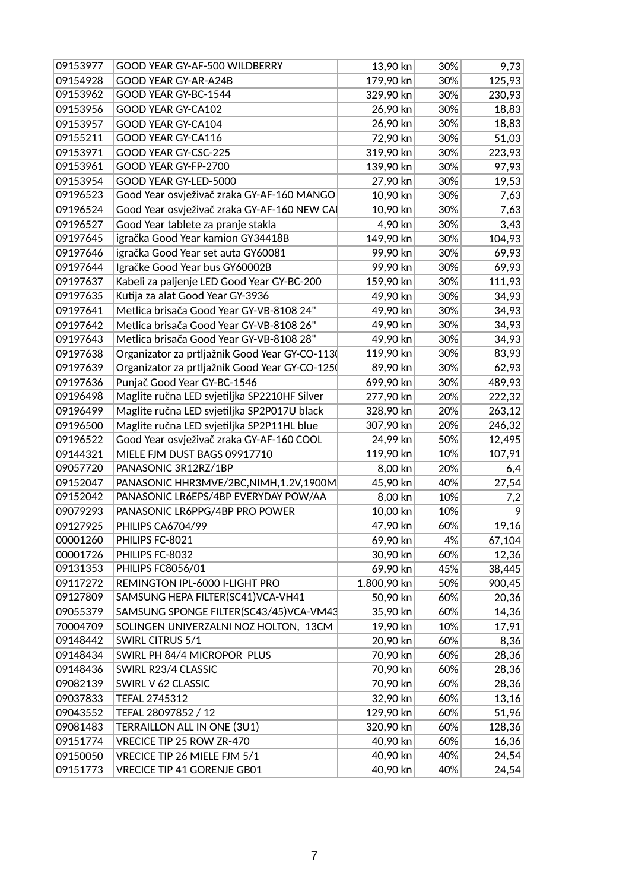| | | | | |
|---|---|---|---|---|
| 09153977 | GOOD YEAR GY-AF-500 WILDBERRY | 13,90 kn | 30% | 9,73 |
| 09154928 | GOOD YEAR GY-AR-A24B | 179,90 kn | 30% | 125,93 |
| 09153962 | GOOD YEAR GY-BC-1544 | 329,90 kn | 30% | 230,93 |
| 09153956 | GOOD YEAR GY-CA102 | 26,90 kn | 30% | 18,83 |
| 09153957 | GOOD YEAR GY-CA104 | 26,90 kn | 30% | 18,83 |
| 09155211 | GOOD YEAR GY-CA116 | 72,90 kn | 30% | 51,03 |
| 09153971 | GOOD YEAR GY-CSC-225 | 319,90 kn | 30% | 223,93 |
| 09153961 | GOOD YEAR GY-FP-2700 | 139,90 kn | 30% | 97,93 |
| 09153954 | GOOD YEAR GY-LED-5000 | 27,90 kn | 30% | 19,53 |
| 09196523 | Good Year osvježivač zraka GY-AF-160 MANGO | 10,90 kn | 30% | 7,63 |
| 09196524 | Good Year osvježivač zraka GY-AF-160 NEW CAI | 10,90 kn | 30% | 7,63 |
| 09196527 | Good Year tablete za pranje stakla | 4,90 kn | 30% | 3,43 |
| 09197645 | igračka Good Year kamion GY34418B | 149,90 kn | 30% | 104,93 |
| 09197646 | igračka Good Year set auta GY60081 | 99,90 kn | 30% | 69,93 |
| 09197644 | Igračke Good Year bus GY60002B | 99,90 kn | 30% | 69,93 |
| 09197637 | Kabeli za paljenje LED Good Year GY-BC-200 | 159,90 kn | 30% | 111,93 |
| 09197635 | Kutija za alat Good Year GY-3936 | 49,90 kn | 30% | 34,93 |
| 09197641 | Metlica brisača Good Year GY-VB-8108 24" | 49,90 kn | 30% | 34,93 |
| 09197642 | Metlica brisača Good Year GY-VB-8108 26" | 49,90 kn | 30% | 34,93 |
| 09197643 | Metlica brisača Good Year GY-VB-8108 28" | 49,90 kn | 30% | 34,93 |
| 09197638 | Organizator za prtljažnik Good Year GY-CO-113( | 119,90 kn | 30% | 83,93 |
| 09197639 | Organizator za prtljažnik Good Year GY-CO-125( | 89,90 kn | 30% | 62,93 |
| 09197636 | Punjač Good Year GY-BC-1546 | 699,90 kn | 30% | 489,93 |
| 09196498 | Maglite ručna LED svjetiljka SP2210HF Silver | 277,90 kn | 20% | 222,32 |
| 09196499 | Maglite ručna LED svjetiljka SP2P017U black | 328,90 kn | 20% | 263,12 |
| 09196500 | Maglite ručna LED svjetiljka SP2P11HL blue | 307,90 kn | 20% | 246,32 |
| 09196522 | Good Year osvježivač zraka GY-AF-160 COOL | 24,99 kn | 50% | 12,495 |
| 09144321 | MIELE FJM DUST BAGS 09917710 | 119,90 kn | 10% | 107,91 |
| 09057720 | PANASONIC 3R12RZ/1BP | 8,00 kn | 20% | 6,4 |
| 09152047 | PANASONIC HHR3MVE/2BC,NIMH,1.2V,1900M | 45,90 kn | 40% | 27,54 |
| 09152042 | PANASONIC LR6EPS/4BP EVERYDAY POW/AA | 8,00 kn | 10% | 7,2 |
| 09079293 | PANASONIC LR6PPG/4BP PRO POWER | 10,00 kn | 10% | 9 |
| 09127925 | PHILIPS CA6704/99 | 47,90 kn | 60% | 19,16 |
| 00001260 | PHILIPS FC-8021 | 69,90 kn | 4% | 67,104 |
| 00001726 | PHILIPS FC-8032 | 30,90 kn | 60% | 12,36 |
| 09131353 | PHILIPS FC8056/01 | 69,90 kn | 45% | 38,445 |
| 09117272 | REMINGTON IPL-6000 I-LIGHT PRO | 1.800,90 kn | 50% | 900,45 |
| 09127809 | SAMSUNG HEPA FILTER(SC41)VCA-VH41 | 50,90 kn | 60% | 20,36 |
| 09055379 | SAMSUNG SPONGE FILTER(SC43/45)VCA-VM43 | 35,90 kn | 60% | 14,36 |
| 70004709 | SOLINGEN UNIVERZALNI NOZ HOLTON, 13CM | 19,90 kn | 10% | 17,91 |
| 09148442 | SWIRL CITRUS 5/1 | 20,90 kn | 60% | 8,36 |
| 09148434 | SWIRL PH 84/4 MICROPOR PLUS | 70,90 kn | 60% | 28,36 |
| 09148436 | SWIRL R23/4 CLASSIC | 70,90 kn | 60% | 28,36 |
| 09082139 | SWIRL V 62 CLASSIC | 70,90 kn | 60% | 28,36 |
| 09037833 | TEFAL 2745312 | 32,90 kn | 60% | 13,16 |
| 09043552 | TEFAL 28097852 / 12 | 129,90 kn | 60% | 51,96 |
| 09081483 | TERRAILLON ALL IN ONE (3U1) | 320,90 kn | 60% | 128,36 |
| 09151774 | VRECICE TIP 25 ROW ZR-470 | 40,90 kn | 60% | 16,36 |
| 09150050 | VRECICE TIP 26 MIELE FJM 5/1 | 40,90 kn | 40% | 24,54 |
| 09151773 | VRECICE TIP 41 GORENJE GB01 | 40,90 kn | 40% | 24,54 |